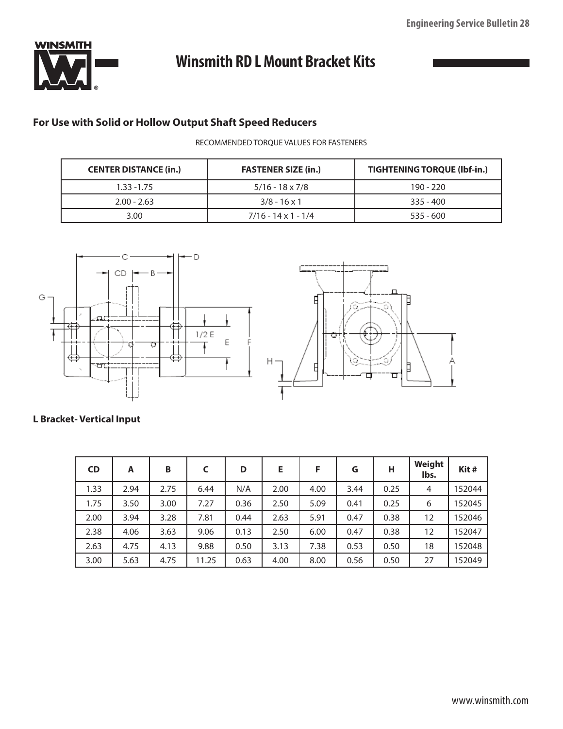# Winsmith RD L Mount Bracket Kits

## For Use with Solid or Hollow Output Shaft Speed Reducers

RECOMMENDED TORQUE VALUES FOR FASTENERS

| CENTER DISTANCE (in.) | FASTENER SIZE (in.) | TIGHTENING TORQUE (lbf-in.) |
|---|---|---|
| 1.33 -1.75 | 5/16 - 18 x 7/8 | 190 - 220 |
| 2.00 - 2.63 | 3/8 - 16 x 1 | 335 - 400 |
| 3.00 | 7/16 - 14 x 1 - 1/4 | 535 - 600 |

**L Bracket- Vertical Input**

| CD | A | B | C | D | E | F | G | H | Weight lbs. | Kit # |
|---|---|---|---|---|---|---|---|---|---|---|
| 1.33 | 2.94 | 2.75 | 6.44 | N/A | 2.00 | 4.00 | 3.44 | 0.25 | 4 | 152044 |
| 1.75 | 3.50 | 3.00 | 7.27 | 0.36 | 2.50 | 5.09 | 0.41 | 0.25 | 6 | 152045 |
| 2.00 | 3.94 | 3.28 | 7.81 | 0.44 | 2.63 | 5.91 | 0.47 | 0.38 | 12 | 152046 |
| 2.38 | 4.06 | 3.63 | 9.06 | 0.13 | 2.50 | 6.00 | 0.47 | 0.38 | 12 | 152047 |
| 2.63 | 4.75 | 4.13 | 9.88 | 0.50 | 3.13 | 7.38 | 0.53 | 0.50 | 18 | 152048 |
| 3.00 | 5.63 | 4.75 | 11.25 | 0.63 | 4.00 | 8.00 | 0.56 | 0.50 | 27 | 152049 |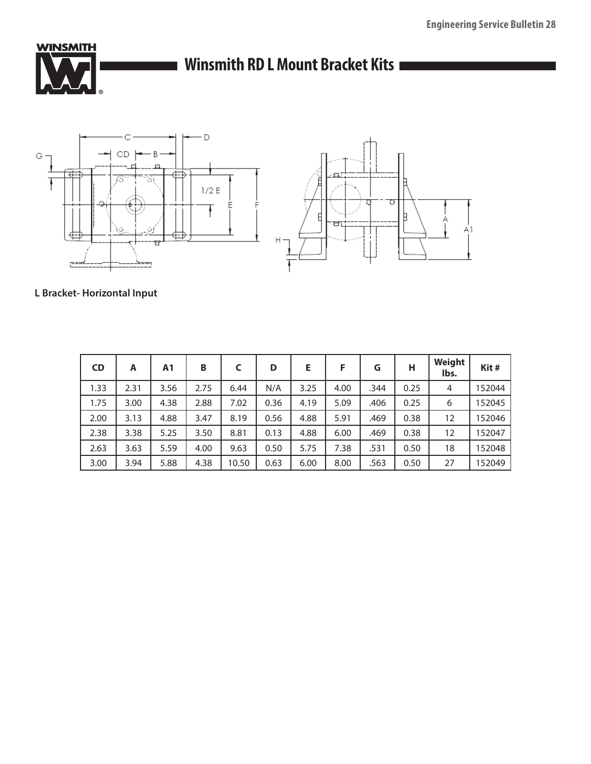# Winsmith RD L Mount Bracket Kits

**L Bracket- Horizontal Input**

| CD | A | A1 | B | C | D | E | F | G | H | Weight lbs. | Kit # |
|---|---|---|---|---|---|---|---|---|---|---|---|
| 1.33 | 2.31 | 3.56 | 2.75 | 6.44 | N/A | 3.25 | 4.00 | .344 | 0.25 | 4 | 152044 |
| 1.75 | 3.00 | 4.38 | 2.88 | 7.02 | 0.36 | 4.19 | 5.09 | .406 | 0.25 | 6 | 152045 |
| 2.00 | 3.13 | 4.88 | 3.47 | 8.19 | 0.56 | 4.88 | 5.91 | .469 | 0.38 | 12 | 152046 |
| 2.38 | 3.38 | 5.25 | 3.50 | 8.81 | 0.13 | 4.88 | 6.00 | .469 | 0.38 | 12 | 152047 |
| 2.63 | 3.63 | 5.59 | 4.00 | 9.63 | 0.50 | 5.75 | 7.38 | .531 | 0.50 | 18 | 152048 |
| 3.00 | 3.94 | 5.88 | 4.38 | 10.50 | 0.63 | 6.00 | 8.00 | .563 | 0.50 | 27 | 152049 |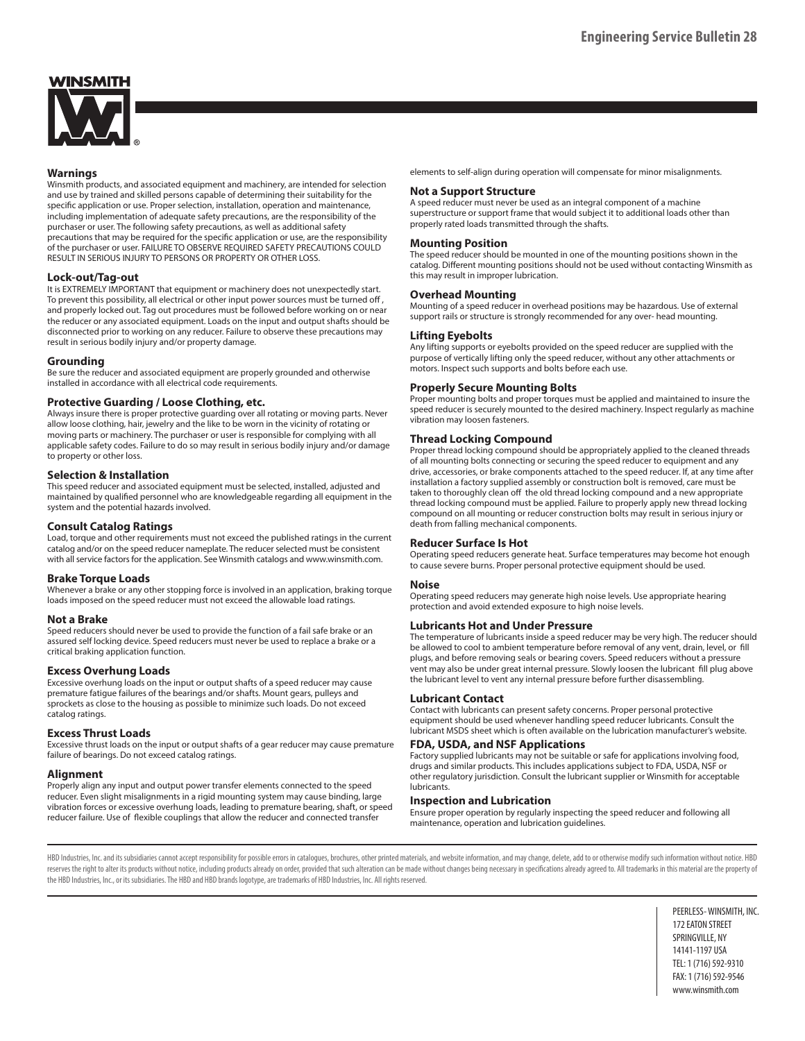# Engineering Service Bulletin 28

WINSMITH

### Warnings

Winsmith products, and associated equipment and machinery, are intended for selection and use by trained and skilled persons capable of determining their suitability for the specific application or use. Proper selection, installation, operation and maintenance, including implementation of adequate safety precautions, are the responsibility of the purchaser or user. The following safety precautions, as well as additional safety precautions that may be required for the specific application or use, are the responsibility of the purchaser or user. FAILURE TO OBSERVE REQUIRED SAFETY PRECAUTIONS COULD RESULT IN SERIOUS INJURY TO PERSONS OR PROPERTY OR OTHER LOSS.

### Lock-out/Tag-out

It is EXTREMELY IMPORTANT that equipment or machinery does not unexpectedly start. To prevent this possibility, all electrical or other input power sources must be turned off , and properly locked out. Tag out procedures must be followed before working on or near the reducer or any associated equipment. Loads on the input and output shafts should be disconnected prior to working on any reducer. Failure to observe these precautions may result in serious bodily injury and/or property damage.

### Grounding

Be sure the reducer and associated equipment are properly grounded and otherwise installed in accordance with all electrical code requirements.

### Protective Guarding / Loose Clothing, etc.

Always insure there is proper protective guarding over all rotating or moving parts. Never allow loose clothing, hair, jewelry and the like to be worn in the vicinity of rotating or moving parts or machinery. The purchaser or user is responsible for complying with all applicable safety codes. Failure to do so may result in serious bodily injury and/or damage to property or other loss.

### Selection & Installation

This speed reducer and associated equipment must be selected, installed, adjusted and maintained by qualified personnel who are knowledgeable regarding all equipment in the system and the potential hazards involved.

### Consult Catalog Ratings

Load, torque and other requirements must not exceed the published ratings in the current catalog and/or on the speed reducer nameplate. The reducer selected must be consistent with all service factors for the application. See Winsmith catalogs and www.winsmith.com.

### Brake Torque Loads

Whenever a brake or any other stopping force is involved in an application, braking torque loads imposed on the speed reducer must not exceed the allowable load ratings.

### Not a Brake

Speed reducers should never be used to provide the function of a fail safe brake or an assured self locking device. Speed reducers must never be used to replace a brake or a critical braking application function.

### Excess Overhung Loads

Excessive overhung loads on the input or output shafts of a speed reducer may cause premature fatigue failures of the bearings and/or shafts. Mount gears, pulleys and sprockets as close to the housing as possible to minimize such loads. Do not exceed catalog ratings.

### Excess Thrust Loads

Excessive thrust loads on the input or output shafts of a gear reducer may cause premature failure of bearings. Do not exceed catalog ratings.

### Alignment

Properly align any input and output power transfer elements connected to the speed reducer. Even slight misalignments in a rigid mounting system may cause binding, large vibration forces or excessive overhung loads, leading to premature bearing, shaft, or speed reducer failure. Use of flexible couplings that allow the reducer and connected transfer elements to self-align during operation will compensate for minor misalignments.

### Not a Support Structure

A speed reducer must never be used as an integral component of a machine superstructure or support frame that would subject it to additional loads other than properly rated loads transmitted through the shafts.

### Mounting Position

The speed reducer should be mounted in one of the mounting positions shown in the catalog. Different mounting positions should not be used without contacting Winsmith as this may result in improper lubrication.

### Overhead Mounting

Mounting of a speed reducer in overhead positions may be hazardous. Use of external support rails or structure is strongly recommended for any over- head mounting.

### Lifting Eyebolts

Any lifting supports or eyebolts provided on the speed reducer are supplied with the purpose of vertically lifting only the speed reducer, without any other attachments or motors. Inspect such supports and bolts before each use.

### Properly Secure Mounting Bolts

Proper mounting bolts and proper torques must be applied and maintained to insure the speed reducer is securely mounted to the desired machinery. Inspect regularly as machine vibration may loosen fasteners.

### Thread Locking Compound

Proper thread locking compound should be appropriately applied to the cleaned threads of all mounting bolts connecting or securing the speed reducer to equipment and any drive, accessories, or brake components attached to the speed reducer. If, at any time after installation a factory supplied assembly or construction bolt is removed, care must be taken to thoroughly clean off the old thread locking compound and a new appropriate thread locking compound must be applied. Failure to properly apply new thread locking compound on all mounting or reducer construction bolts may result in serious injury or death from falling mechanical components.

### Reducer Surface Is Hot

Operating speed reducers generate heat. Surface temperatures may become hot enough to cause severe burns. Proper personal protective equipment should be used.

### Noise

Operating speed reducers may generate high noise levels. Use appropriate hearing protection and avoid extended exposure to high noise levels.

### Lubricants Hot and Under Pressure

The temperature of lubricants inside a speed reducer may be very high. The reducer should be allowed to cool to ambient temperature before removal of any vent, drain, level, or fill plugs, and before removing seals or bearing covers. Speed reducers without a pressure vent may also be under great internal pressure. Slowly loosen the lubricant fill plug above the lubricant level to vent any internal pressure before further disassembling.

### Lubricant Contact

Contact with lubricants can present safety concerns. Proper personal protective equipment should be used whenever handling speed reducer lubricants. Consult the lubricant MSDS sheet which is often available on the lubrication manufacturer's website.

### FDA, USDA, and NSF Applications

Factory supplied lubricants may not be suitable or safe for applications involving food, drugs and similar products. This includes applications subject to FDA, USDA, NSF or other regulatory jurisdiction. Consult the lubricant supplier or Winsmith for acceptable lubricants.

### Inspection and Lubrication

Ensure proper operation by regularly inspecting the speed reducer and following all maintenance, operation and lubrication guidelines.

---

HBD Industries, Inc. and its subsidiaries cannot accept responsibility for possible errors in catalogues, brochures, other printed materials, and website information, and may change, delete, add to or otherwise modify such information without notice. HBD reserves the right to alter its products without notice, including products already on order, provided that such alteration can be made without changes being necessary in specifications already agreed to. All trademarks in this material are the property of the HBD Industries, Inc., or its subsidiaries. The HBD and HBD brands logotype, are trademarks of HBD Industries, Inc. All rights reserved.

PEERLESS- WINSMITH, INC.
172 EATON STREET
SPRINGVILLE, NY
14141-1197 USA
TEL: 1 (716) 592-9310
FAX: 1 (716) 592-9546
www.winsmith.com